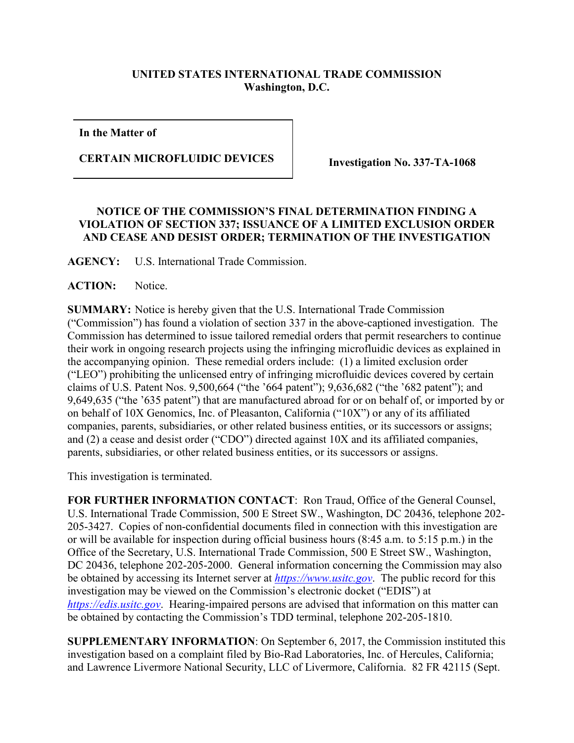**UNITED STATES INTERNATIONAL TRADE COMMISSION**
**Washington, D.C.**

| **In the Matter of**<br><br>**CERTAIN MICROFLUIDIC DEVICES** | **Investigation No. 337-TA-1068** |
|---|---|

**NOTICE OF THE COMMISSION'S FINAL DETERMINATION FINDING A VIOLATION OF SECTION 337; ISSUANCE OF A LIMITED EXCLUSION ORDER AND CEASE AND DESIST ORDER; TERMINATION OF THE INVESTIGATION**

**AGENCY:** U.S. International Trade Commission.

**ACTION:** Notice.

**SUMMARY:** Notice is hereby given that the U.S. International Trade Commission ("Commission") has found a violation of section 337 in the above-captioned investigation. The Commission has determined to issue tailored remedial orders that permit researchers to continue their work in ongoing research projects using the infringing microfluidic devices as explained in the accompanying opinion. These remedial orders include: (1) a limited exclusion order ("LEO") prohibiting the unlicensed entry of infringing microfluidic devices covered by certain claims of U.S. Patent Nos. 9,500,664 ("the '664 patent"); 9,636,682 ("the '682 patent"); and 9,649,635 ("the '635 patent") that are manufactured abroad for or on behalf of, or imported by or on behalf of 10X Genomics, Inc. of Pleasanton, California ("10X") or any of its affiliated companies, parents, subsidiaries, or other related business entities, or its successors or assigns; and (2) a cease and desist order ("CDO") directed against 10X and its affiliated companies, parents, subsidiaries, or other related business entities, or its successors or assigns.

This investigation is terminated.

**FOR FURTHER INFORMATION CONTACT**: Ron Traud, Office of the General Counsel, U.S. International Trade Commission, 500 E Street SW., Washington, DC 20436, telephone 202-205-3427. Copies of non-confidential documents filed in connection with this investigation are or will be available for inspection during official business hours (8:45 a.m. to 5:15 p.m.) in the Office of the Secretary, U.S. International Trade Commission, 500 E Street SW., Washington, DC 20436, telephone 202-205-2000. General information concerning the Commission may also be obtained by accessing its Internet server at *https://www.usitc.gov*. The public record for this investigation may be viewed on the Commission's electronic docket ("EDIS") at *https://edis.usitc.gov*. Hearing-impaired persons are advised that information on this matter can be obtained by contacting the Commission's TDD terminal, telephone 202-205-1810.

**SUPPLEMENTARY INFORMATION**: On September 6, 2017, the Commission instituted this investigation based on a complaint filed by Bio-Rad Laboratories, Inc. of Hercules, California; and Lawrence Livermore National Security, LLC of Livermore, California. 82 FR 42115 (Sept.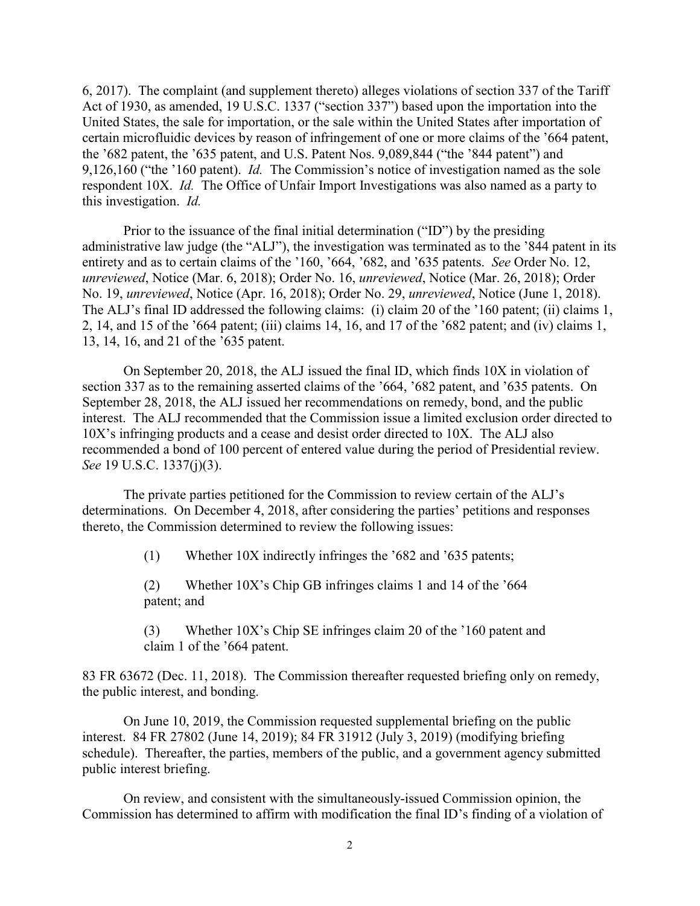6, 2017). The complaint (and supplement thereto) alleges violations of section 337 of the Tariff Act of 1930, as amended, 19 U.S.C. 1337 ("section 337") based upon the importation into the United States, the sale for importation, or the sale within the United States after importation of certain microfluidic devices by reason of infringement of one or more claims of the '664 patent, the '682 patent, the '635 patent, and U.S. Patent Nos. 9,089,844 ("the '844 patent") and 9,126,160 ("the '160 patent). *Id.* The Commission's notice of investigation named as the sole respondent 10X. *Id.* The Office of Unfair Import Investigations was also named as a party to this investigation. *Id.*

Prior to the issuance of the final initial determination ("ID") by the presiding administrative law judge (the "ALJ"), the investigation was terminated as to the '844 patent in its entirety and as to certain claims of the '160, '664, '682, and '635 patents. *See* Order No. 12, *unreviewed*, Notice (Mar. 6, 2018); Order No. 16, *unreviewed*, Notice (Mar. 26, 2018); Order No. 19, *unreviewed*, Notice (Apr. 16, 2018); Order No. 29, *unreviewed*, Notice (June 1, 2018). The ALJ's final ID addressed the following claims: (i) claim 20 of the '160 patent; (ii) claims 1, 2, 14, and 15 of the '664 patent; (iii) claims 14, 16, and 17 of the '682 patent; and (iv) claims 1, 13, 14, 16, and 21 of the '635 patent.

On September 20, 2018, the ALJ issued the final ID, which finds 10X in violation of section 337 as to the remaining asserted claims of the '664, '682 patent, and '635 patents. On September 28, 2018, the ALJ issued her recommendations on remedy, bond, and the public interest. The ALJ recommended that the Commission issue a limited exclusion order directed to 10X's infringing products and a cease and desist order directed to 10X. The ALJ also recommended a bond of 100 percent of entered value during the period of Presidential review. *See* 19 U.S.C. 1337(j)(3).

The private parties petitioned for the Commission to review certain of the ALJ's determinations. On December 4, 2018, after considering the parties' petitions and responses thereto, the Commission determined to review the following issues:

(1) Whether 10X indirectly infringes the '682 and '635 patents;

(2) Whether 10X's Chip GB infringes claims 1 and 14 of the '664 patent; and

(3) Whether 10X's Chip SE infringes claim 20 of the '160 patent and claim 1 of the '664 patent.

83 FR 63672 (Dec. 11, 2018). The Commission thereafter requested briefing only on remedy, the public interest, and bonding.

On June 10, 2019, the Commission requested supplemental briefing on the public interest. 84 FR 27802 (June 14, 2019); 84 FR 31912 (July 3, 2019) (modifying briefing schedule). Thereafter, the parties, members of the public, and a government agency submitted public interest briefing.

On review, and consistent with the simultaneously-issued Commission opinion, the Commission has determined to affirm with modification the final ID's finding of a violation of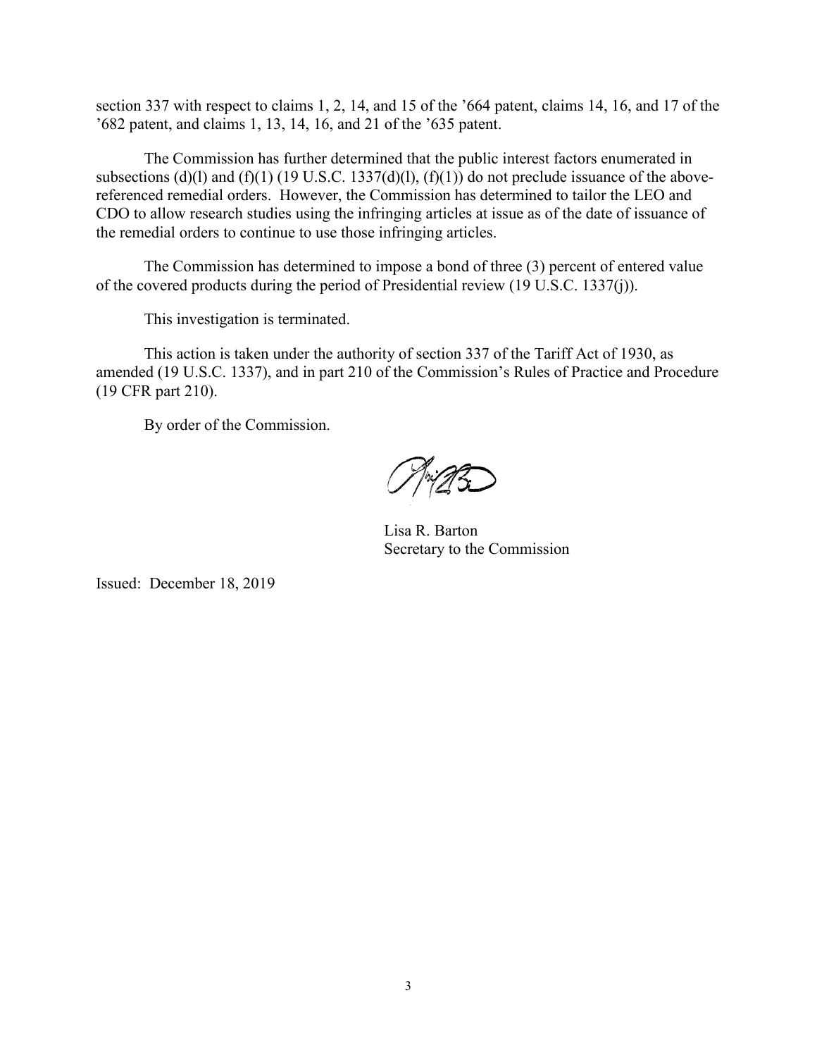section 337 with respect to claims 1, 2, 14, and 15 of the '664 patent, claims 14, 16, and 17 of the '682 patent, and claims 1, 13, 14, 16, and 21 of the '635 patent.

The Commission has further determined that the public interest factors enumerated in subsections (d)(l) and (f)(1) (19 U.S.C. 1337(d)(l), (f)(1)) do not preclude issuance of the above-referenced remedial orders. However, the Commission has determined to tailor the LEO and CDO to allow research studies using the infringing articles at issue as of the date of issuance of the remedial orders to continue to use those infringing articles.

The Commission has determined to impose a bond of three (3) percent of entered value of the covered products during the period of Presidential review (19 U.S.C. 1337(j)).

This investigation is terminated.

This action is taken under the authority of section 337 of the Tariff Act of 1930, as amended (19 U.S.C. 1337), and in part 210 of the Commission's Rules of Practice and Procedure (19 CFR part 210).

By order of the Commission.

Lisa R. Barton
Secretary to the Commission

Issued: December 18, 2019